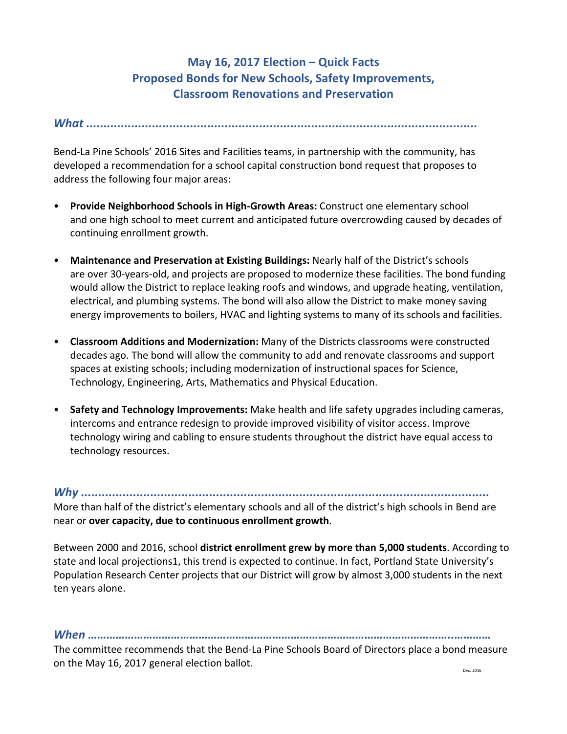# May 16, 2017 Election – Quick Facts
## Proposed Bonds for New Schools, Safety Improvements, Classroom Renovations and Preservation

### *What .......................................................................................................*

Bend-La Pine Schools' 2016 Sites and Facilities teams, in partnership with the community, has developed a recommendation for a school capital construction bond request that proposes to address the following four major areas:

- **Provide Neighborhood Schools in High-Growth Areas:** Construct one elementary school and one high school to meet current and anticipated future overcrowding caused by decades of continuing enrollment growth.

- **Maintenance and Preservation at Existing Buildings:** Nearly half of the District's schools are over 30-years-old, and projects are proposed to modernize these facilities. The bond funding would allow the District to replace leaking roofs and windows, and upgrade heating, ventilation, electrical, and plumbing systems. The bond will also allow the District to make money saving energy improvements to boilers, HVAC and lighting systems to many of its schools and facilities.

- **Classroom Additions and Modernization:** Many of the Districts classrooms were constructed decades ago. The bond will allow the community to add and renovate classrooms and support spaces at existing schools; including modernization of instructional spaces for Science, Technology, Engineering, Arts, Mathematics and Physical Education.

- **Safety and Technology Improvements:** Make health and life safety upgrades including cameras, intercoms and entrance redesign to provide improved visibility of visitor access. Improve technology wiring and cabling to ensure students throughout the district have equal access to technology resources.

### *Why .......................................................................................................*

More than half of the district's elementary schools and all of the district's high schools in Bend are near or **over capacity, due to continuous enrollment growth**.

Between 2000 and 2016, school **district enrollment grew by more than 5,000 students**. According to state and local projections1, this trend is expected to continue. In fact, Portland State University's Population Research Center projects that our District will grow by almost 3,000 students in the next ten years alone.

### *When …………………………………………………………………………………………………………*

The committee recommends that the Bend-La Pine Schools Board of Directors place a bond measure on the May 16, 2017 general election ballot.

Dec. 2016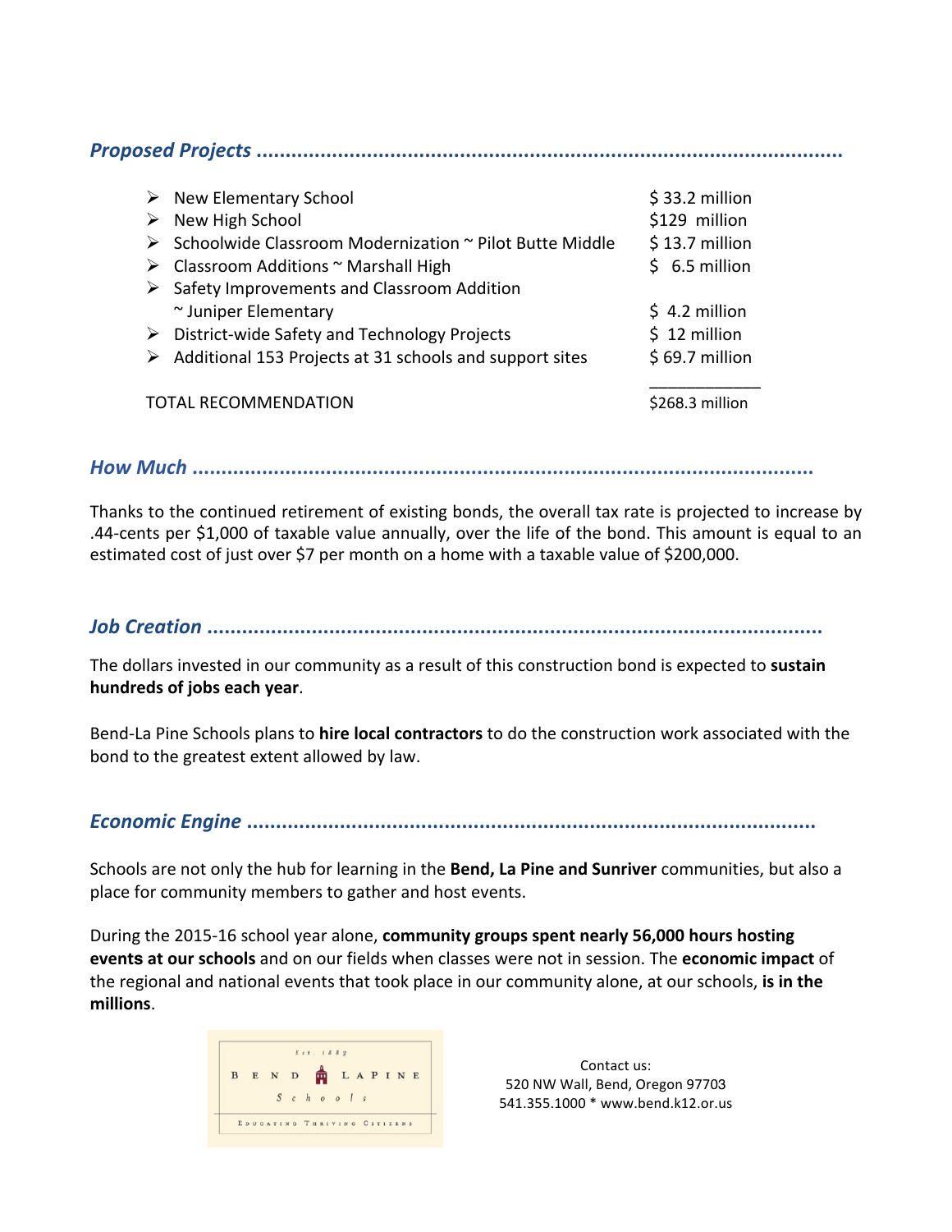## *Proposed Projects*

| | |
|---|---|
| ➢ New Elementary School | $ 33.2 million |
| ➢ New High School | $129 million |
| ➢ Schoolwide Classroom Modernization ~ Pilot Butte Middle | $ 13.7 million |
| ➢ Classroom Additions ~ Marshall High | $ 6.5 million |
| ➢ Safety Improvements and Classroom Addition ~ Juniper Elementary | $ 4.2 million |
| ➢ District-wide Safety and Technology Projects | $ 12 million |
| ➢ Additional 153 Projects at 31 schools and support sites | $ 69.7 million |
| TOTAL RECOMMENDATION | $268.3 million |

## *How Much*

Thanks to the continued retirement of existing bonds, the overall tax rate is projected to increase by .44-cents per $1,000 of taxable value annually, over the life of the bond. This amount is equal to an estimated cost of just over $7 per month on a home with a taxable value of $200,000.

## *Job Creation*

The dollars invested in our community as a result of this construction bond is expected to **sustain hundreds of jobs each year**.

Bend-La Pine Schools plans to **hire local contractors** to do the construction work associated with the bond to the greatest extent allowed by law.

## *Economic Engine*

Schools are not only the hub for learning in the **Bend, La Pine and Sunriver** communities, but also a place for community members to gather and host events.

During the 2015-16 school year alone, **community groups spent nearly 56,000 hours hosting events at our schools** and on our fields when classes were not in session. The **economic impact** of the regional and national events that took place in our community alone, at our schools, **is in the millions**.

Est. 1883
BEND LAPINE
Schools
EDUCATING THRIVING CITIZENS

Contact us:
520 NW Wall, Bend, Oregon 97703
541.355.1000 * www.bend.k12.or.us